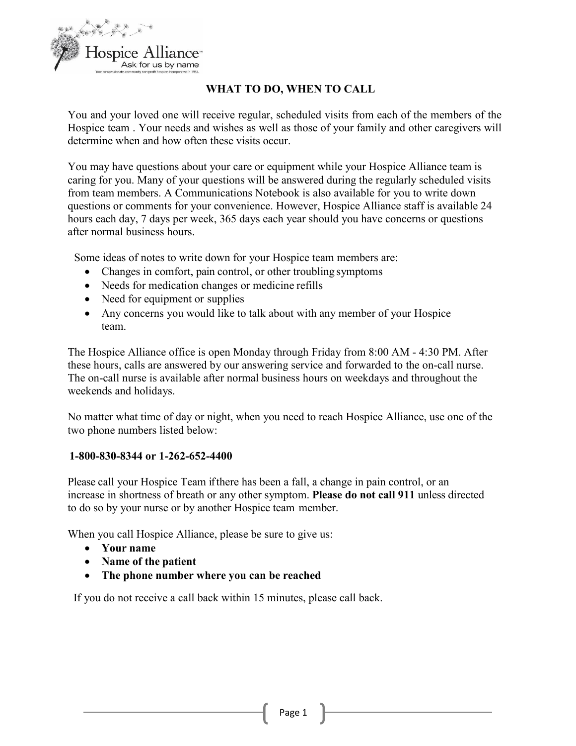Hospice Alliance™
Ask for us by name
Your compassionate, community non-profit hospice, incorporated in 1981.

# WHAT TO DO, WHEN TO CALL

You and your loved one will receive regular, scheduled visits from each of the members of the Hospice team . Your needs and wishes as well as those of your family and other caregivers will determine when and how often these visits occur.

You may have questions about your care or equipment while your Hospice Alliance team is caring for you. Many of your questions will be answered during the regularly scheduled visits from team members. A Communications Notebook is also available for you to write down questions or comments for your convenience. However, Hospice Alliance staff is available 24 hours each day, 7 days per week, 365 days each year should you have concerns or questions after normal business hours.

Some ideas of notes to write down for your Hospice team members are:

- Changes in comfort, pain control, or other troubling symptoms
- Needs for medication changes or medicine refills
- Need for equipment or supplies
- Any concerns you would like to talk about with any member of your Hospice team.

The Hospice Alliance office is open Monday through Friday from 8:00 AM - 4:30 PM. After these hours, calls are answered by our answering service and forwarded to the on-call nurse. The on-call nurse is available after normal business hours on weekdays and throughout the weekends and holidays.

No matter what time of day or night, when you need to reach Hospice Alliance, use one of the two phone numbers listed below:

**1-800-830-8344 or 1-262-652-4400**

Please call your Hospice Team if there has been a fall, a change in pain control, or an increase in shortness of breath or any other symptom. **Please do not call 911** unless directed to do so by your nurse or by another Hospice team member.

When you call Hospice Alliance, please be sure to give us:

- **Your name**
- **Name of the patient**
- **The phone number where you can be reached**

If you do not receive a call back within 15 minutes, please call back.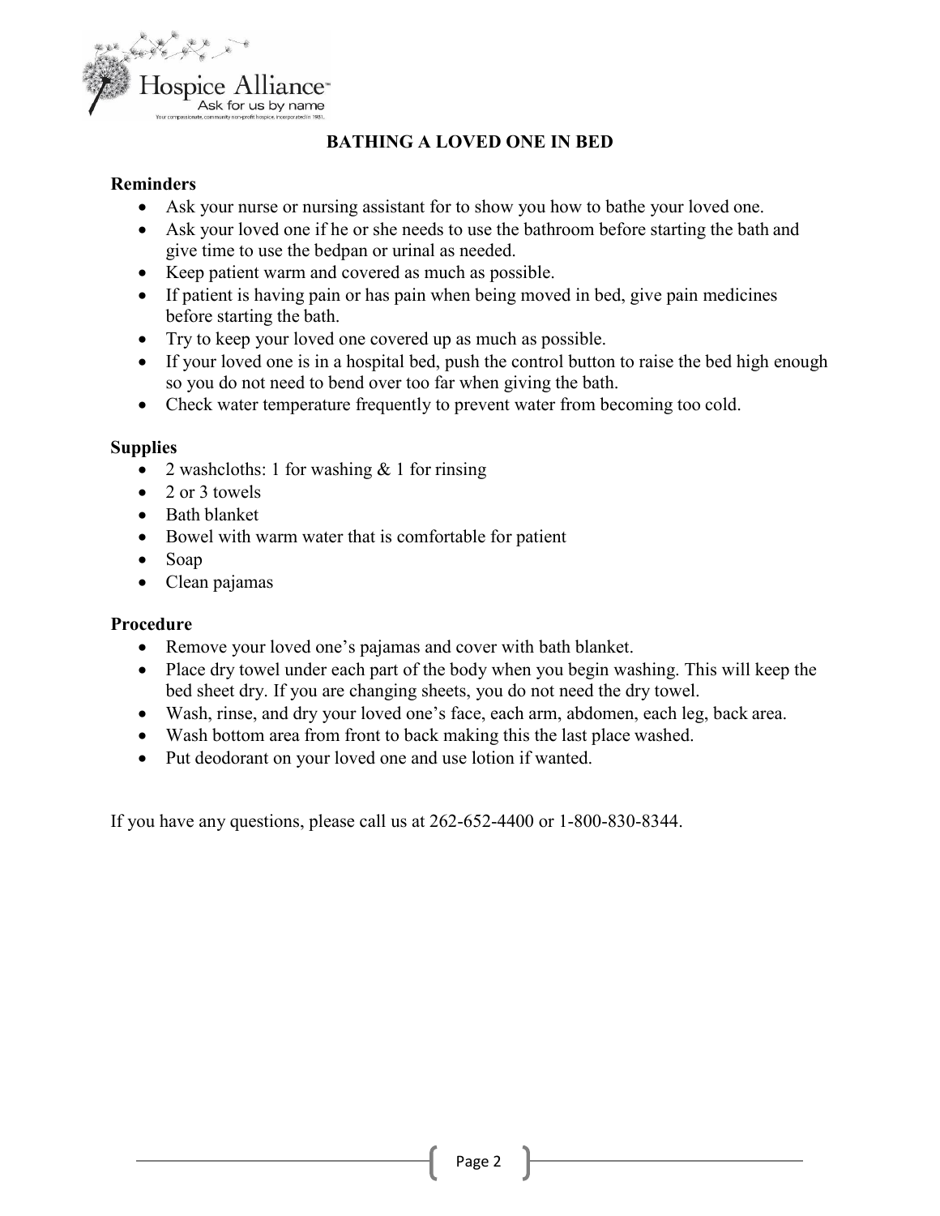Hospice Alliance™
Ask for us by name
Your compassionate, community non-profit hospice, incorporated in 1981.

# BATHING A LOVED ONE IN BED

**Reminders**

- Ask your nurse or nursing assistant for to show you how to bathe your loved one.
- Ask your loved one if he or she needs to use the bathroom before starting the bath and give time to use the bedpan or urinal as needed.
- Keep patient warm and covered as much as possible.
- If patient is having pain or has pain when being moved in bed, give pain medicines before starting the bath.
- Try to keep your loved one covered up as much as possible.
- If your loved one is in a hospital bed, push the control button to raise the bed high enough so you do not need to bend over too far when giving the bath.
- Check water temperature frequently to prevent water from becoming too cold.

**Supplies**

- 2 washcloths: 1 for washing & 1 for rinsing
- 2 or 3 towels
- Bath blanket
- Bowel with warm water that is comfortable for patient
- Soap
- Clean pajamas

**Procedure**

- Remove your loved one's pajamas and cover with bath blanket.
- Place dry towel under each part of the body when you begin washing. This will keep the bed sheet dry. If you are changing sheets, you do not need the dry towel.
- Wash, rinse, and dry your loved one's face, each arm, abdomen, each leg, back area.
- Wash bottom area from front to back making this the last place washed.
- Put deodorant on your loved one and use lotion if wanted.

If you have any questions, please call us at 262-652-4400 or 1-800-830-8344.